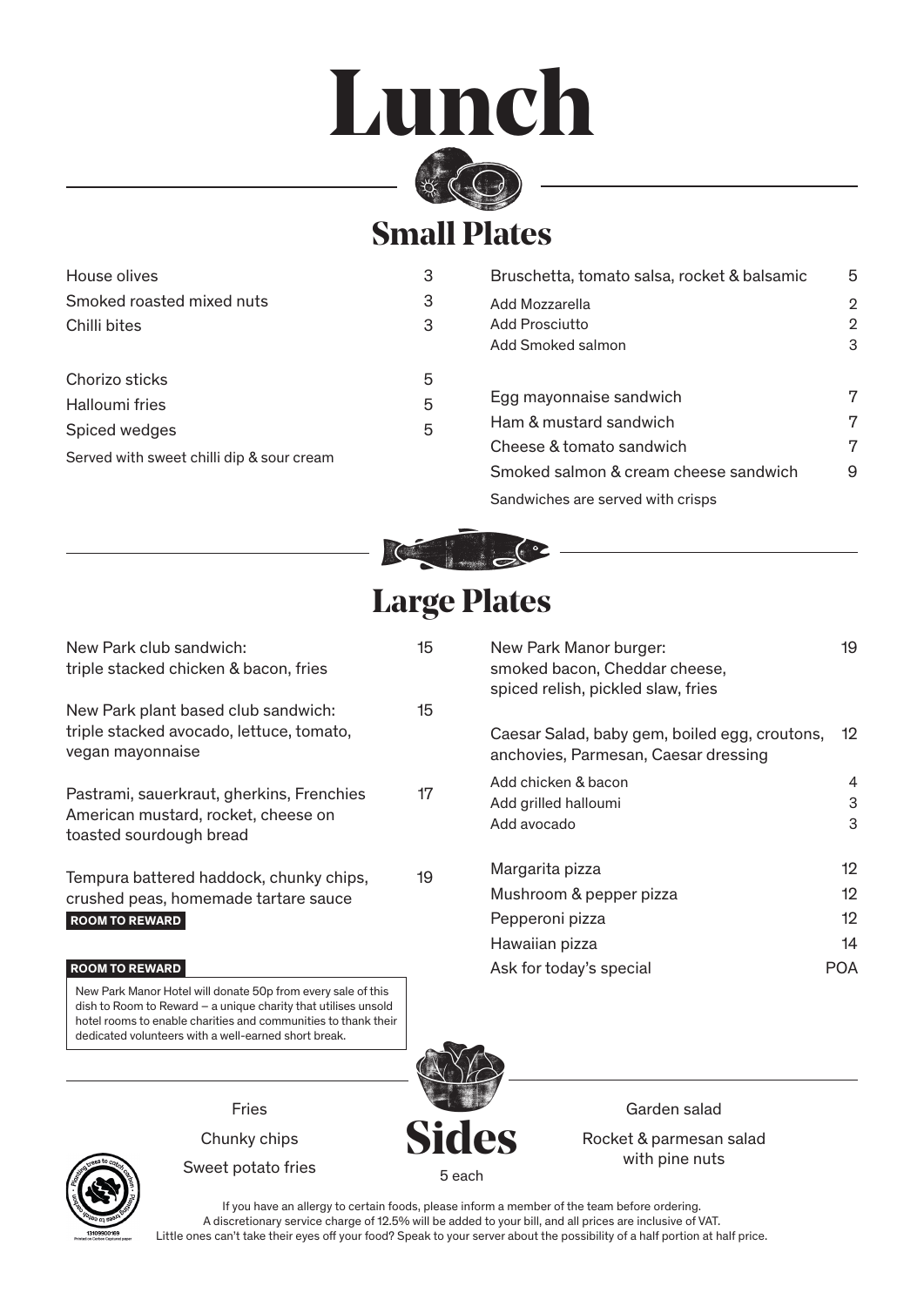# Lunch

## Small Plates

| Item | Price |
|---|---|
| House olives | 3 |
| Smoked roasted mixed nuts | 3 |
| Chilli bites | 3 |

| Item | Price |
|---|---|
| Chorizo sticks | 5 |
| Halloumi fries | 5 |
| Spiced wedges | 5 |

Served with sweet chilli dip & sour cream

| Item | Price |
|---|---|
| Bruschetta, tomato salsa, rocket & balsamic | 5 |
| Add Mozzarella | 2 |
| Add Prosciutto | 2 |
| Add Smoked salmon | 3 |

| Item | Price |
|---|---|
| Egg mayonnaise sandwich | 7 |
| Ham & mustard sandwich | 7 |
| Cheese & tomato sandwich | 7 |
| Smoked salmon & cream cheese sandwich | 9 |

Sandwiches are served with crisps

## Large Plates

| Item | Price |
|---|---|
| New Park club sandwich: triple stacked chicken & bacon, fries | 15 |
| New Park plant based club sandwich: triple stacked avocado, lettuce, tomato, vegan mayonnaise | 15 |
| Pastrami, sauerkraut, gherkins, Frenchies American mustard, rocket, cheese on toasted sourdough bread | 17 |
| Tempura battered haddock, chunky chips, crushed peas, homemade tartare sauce **ROOM TO REWARD** | 19 |

**ROOM TO REWARD**

New Park Manor Hotel will donate 50p from every sale of this dish to Room to Reward – a unique charity that utilises unsold hotel rooms to enable charities and communities to thank their dedicated volunteers with a well-earned short break.

| Item | Price |
|---|---|
| New Park Manor burger: smoked bacon, Cheddar cheese, spiced relish, pickled slaw, fries | 19 |
| Caesar Salad, baby gem, boiled egg, croutons, anchovies, Parmesan, Caesar dressing | 12 |
| Add chicken & bacon | 4 |
| Add grilled halloumi | 3 |
| Add avocado | 3 |

| Item | Price |
|---|---|
| Margarita pizza | 12 |
| Mushroom & pepper pizza | 12 |
| Pepperoni pizza | 12 |
| Hawaiian pizza | 14 |
| Ask for today's special | POA |

## Sides

5 each

- Fries
- Chunky chips
- Sweet potato fries
- Garden salad
- Rocket & parmesan salad with pine nuts

If you have an allergy to certain foods, please inform a member of the team before ordering.
A discretionary service charge of 12.5% will be added to your bill, and all prices are inclusive of VAT.
Little ones can't take their eyes off your food? Speak to your server about the possibility of a half portion at half price.

Planting trees to catch carbon · 13109900169 · Printed on Carbon Captured paper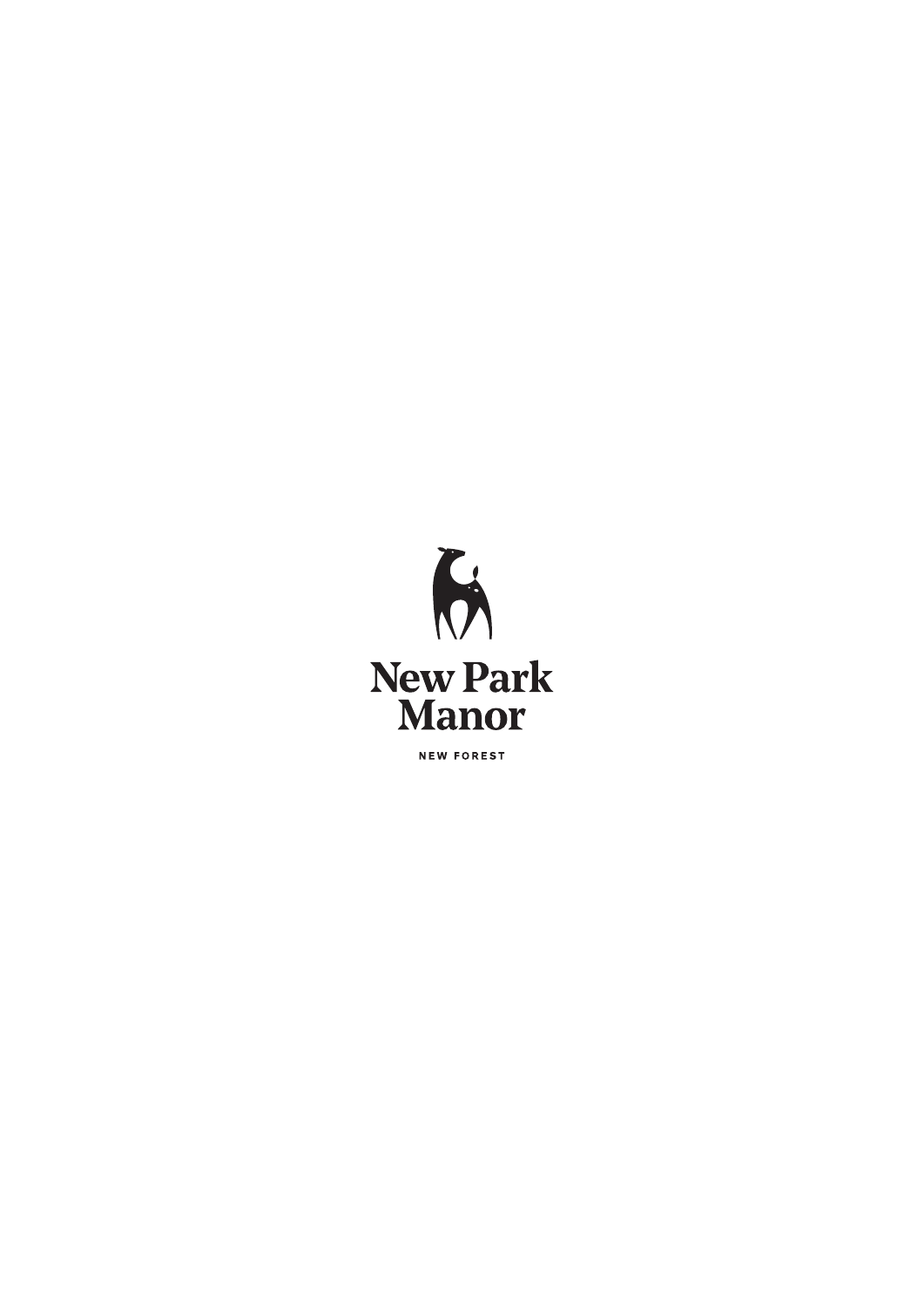New Park Manor

NEW FOREST